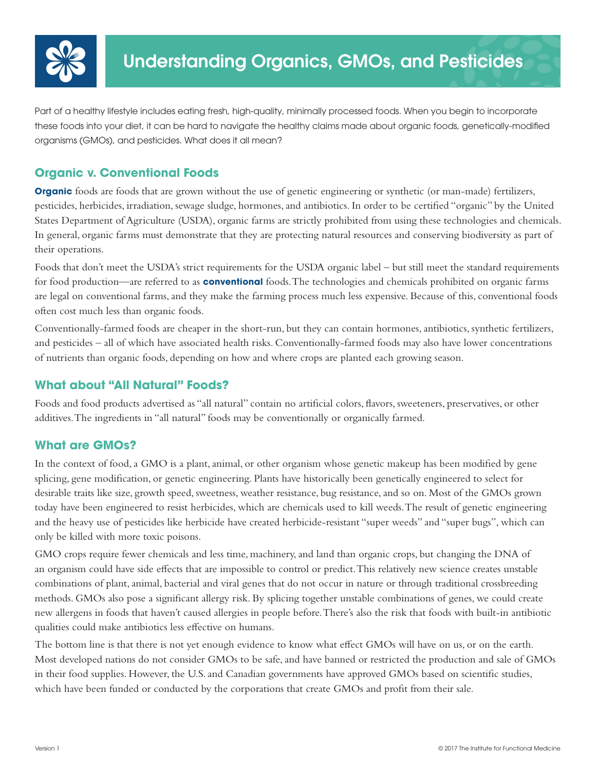# Understanding Organics, GMOs, and Pesticides

Part of a healthy lifestyle includes eating fresh, high-quality, minimally processed foods. When you begin to incorporate these foods into your diet, it can be hard to navigate the healthy claims made about organic foods, genetically-modified organisms (GMOs), and pesticides. What does it all mean?

## Organic v. Conventional Foods

**Organic** foods are foods that are grown without the use of genetic engineering or synthetic (or man-made) fertilizers, pesticides, herbicides, irradiation, sewage sludge, hormones, and antibiotics. In order to be certified "organic" by the United States Department of Agriculture (USDA), organic farms are strictly prohibited from using these technologies and chemicals. In general, organic farms must demonstrate that they are protecting natural resources and conserving biodiversity as part of their operations.

Foods that don't meet the USDA's strict requirements for the USDA organic label – but still meet the standard requirements for food production—are referred to as **conventional** foods. The technologies and chemicals prohibited on organic farms are legal on conventional farms, and they make the farming process much less expensive. Because of this, conventional foods often cost much less than organic foods.

Conventionally-farmed foods are cheaper in the short-run, but they can contain hormones, antibiotics, synthetic fertilizers, and pesticides – all of which have associated health risks. Conventionally-farmed foods may also have lower concentrations of nutrients than organic foods, depending on how and where crops are planted each growing season.

## What about "All Natural" Foods?

Foods and food products advertised as "all natural" contain no artificial colors, flavors, sweeteners, preservatives, or other additives. The ingredients in "all natural" foods may be conventionally or organically farmed.

## What are GMOs?

In the context of food, a GMO is a plant, animal, or other organism whose genetic makeup has been modified by gene splicing, gene modification, or genetic engineering. Plants have historically been genetically engineered to select for desirable traits like size, growth speed, sweetness, weather resistance, bug resistance, and so on. Most of the GMOs grown today have been engineered to resist herbicides, which are chemicals used to kill weeds. The result of genetic engineering and the heavy use of pesticides like herbicide have created herbicide-resistant "super weeds" and "super bugs", which can only be killed with more toxic poisons.

GMO crops require fewer chemicals and less time, machinery, and land than organic crops, but changing the DNA of an organism could have side effects that are impossible to control or predict. This relatively new science creates unstable combinations of plant, animal, bacterial and viral genes that do not occur in nature or through traditional crossbreeding methods. GMOs also pose a significant allergy risk. By splicing together unstable combinations of genes, we could create new allergens in foods that haven't caused allergies in people before. There's also the risk that foods with built-in antibiotic qualities could make antibiotics less effective on humans.

The bottom line is that there is not yet enough evidence to know what effect GMOs will have on us, or on the earth. Most developed nations do not consider GMOs to be safe, and have banned or restricted the production and sale of GMOs in their food supplies. However, the U.S. and Canadian governments have approved GMOs based on scientific studies, which have been funded or conducted by the corporations that create GMOs and profit from their sale.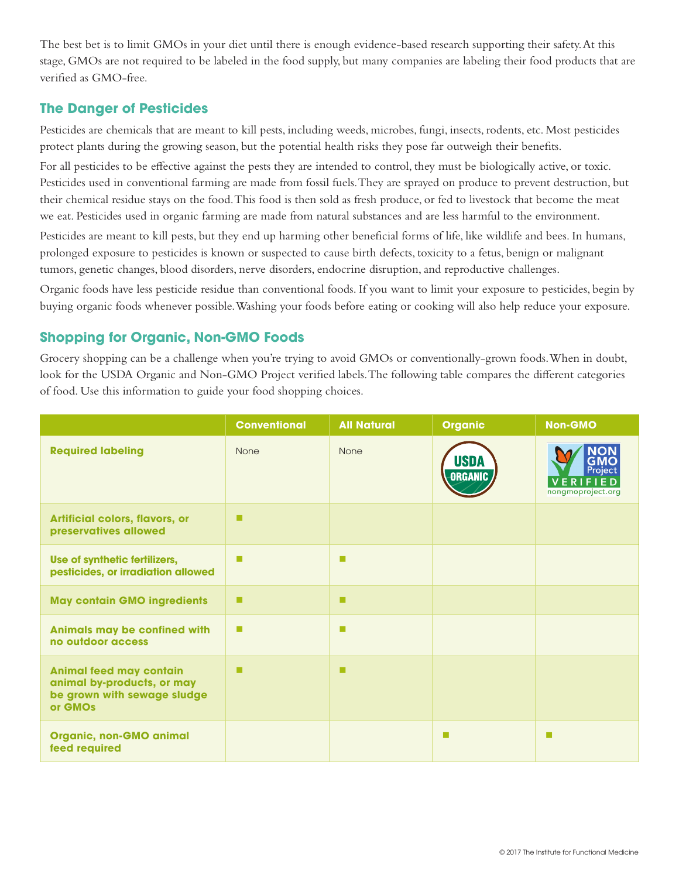The best bet is to limit GMOs in your diet until there is enough evidence-based research supporting their safety. At this stage, GMOs are not required to be labeled in the food supply, but many companies are labeling their food products that are verified as GMO-free.

## The Danger of Pesticides

Pesticides are chemicals that are meant to kill pests, including weeds, microbes, fungi, insects, rodents, etc. Most pesticides protect plants during the growing season, but the potential health risks they pose far outweigh their benefits.

For all pesticides to be effective against the pests they are intended to control, they must be biologically active, or toxic. Pesticides used in conventional farming are made from fossil fuels. They are sprayed on produce to prevent destruction, but their chemical residue stays on the food. This food is then sold as fresh produce, or fed to livestock that become the meat we eat. Pesticides used in organic farming are made from natural substances and are less harmful to the environment.

Pesticides are meant to kill pests, but they end up harming other beneficial forms of life, like wildlife and bees. In humans, prolonged exposure to pesticides is known or suspected to cause birth defects, toxicity to a fetus, benign or malignant tumors, genetic changes, blood disorders, nerve disorders, endocrine disruption, and reproductive challenges.

Organic foods have less pesticide residue than conventional foods. If you want to limit your exposure to pesticides, begin by buying organic foods whenever possible. Washing your foods before eating or cooking will also help reduce your exposure.

## Shopping for Organic, Non-GMO Foods

Grocery shopping can be a challenge when you're trying to avoid GMOs or conventionally-grown foods. When in doubt, look for the USDA Organic and Non-GMO Project verified labels. The following table compares the different categories of food. Use this information to guide your food shopping choices.

| | Conventional | All Natural | Organic | Non-GMO |
|---|---|---|---|---|
| **Required labeling** | None | None | USDA ORGANIC | NON GMO Project VERIFIED nongmoproject.org |
| **Artificial colors, flavors, or preservatives allowed** | ■ | | | |
| **Use of synthetic fertilizers, pesticides, or irradiation allowed** | ■ | ■ | | |
| **May contain GMO ingredients** | ■ | ■ | | |
| **Animals may be confined with no outdoor access** | ■ | ■ | | |
| **Animal feed may contain animal by-products, or may be grown with sewage sludge or GMOs** | ■ | ■ | | |
| **Organic, non-GMO animal feed required** | | | ■ | ■ |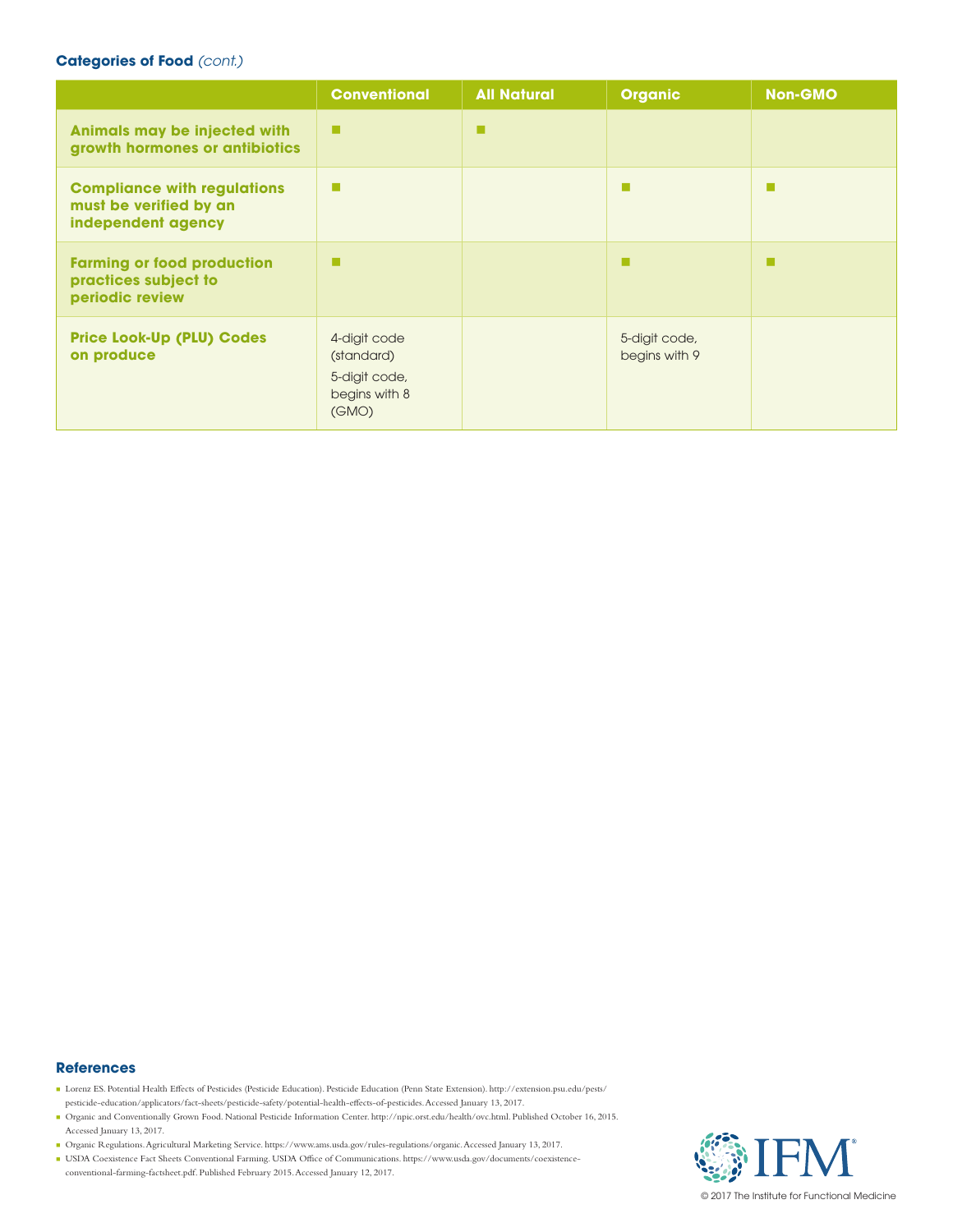**Categories of Food** *(cont.)*

| | Conventional | All Natural | Organic | Non-GMO |
|---|---|---|---|---|
| **Animals may be injected with growth hormones or antibiotics** | ■ | ■ | | |
| **Compliance with regulations must be verified by an independent agency** | ■ | | ■ | ■ |
| **Farming or food production practices subject to periodic review** | ■ | | ■ | ■ |
| **Price Look-Up (PLU) Codes on produce** | 4-digit code (standard)<br>5-digit code, begins with 8 (GMO) | | 5-digit code, begins with 9 | |

## References

- Lorenz ES. Potential Health Effects of Pesticides (Pesticide Education). Pesticide Education (Penn State Extension). http://extension.psu.edu/pests/pesticide-education/applicators/fact-sheets/pesticide-safety/potential-health-effects-of-pesticides. Accessed January 13, 2017.
- Organic and Conventionally Grown Food. National Pesticide Information Center. http://npic.orst.edu/health/ovc.html. Published October 16, 2015. Accessed January 13, 2017.
- Organic Regulations. Agricultural Marketing Service. https://www.ams.usda.gov/rules-regulations/organic. Accessed January 13, 2017.
- USDA Coexistence Fact Sheets Conventional Farming. USDA Office of Communications. https://www.usda.gov/documents/coexistence-conventional-farming-factsheet.pdf. Published February 2015. Accessed January 12, 2017.

IFM®

© 2017 The Institute for Functional Medicine